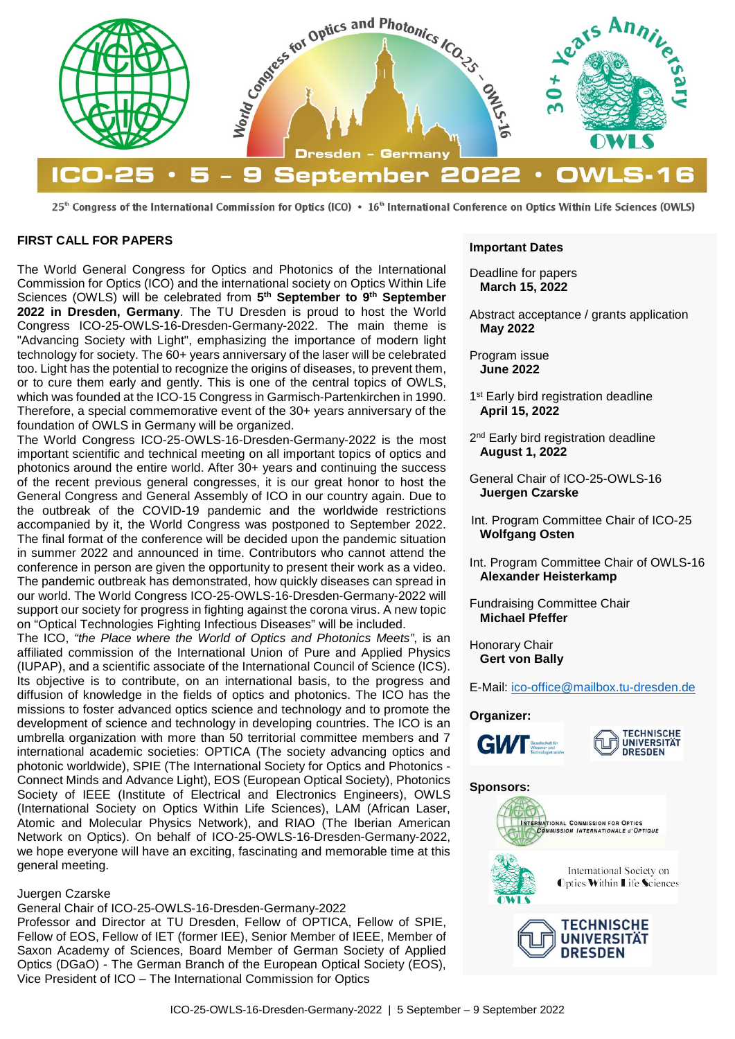# ICO-25 • 5 – 9 September 2022 • OWLS-16

World Congress for Optics and Photonics ICO-25 – OWLS-16

Dresden – Germany

30+ Years Anniversary OWLS

25th Congress of the International Commission for Optics (ICO) • 16th International Conference on Optics Within Life Sciences (OWLS)

## FIRST CALL FOR PAPERS

The World General Congress for Optics and Photonics of the International Commission for Optics (ICO) and the international society on Optics Within Life Sciences (OWLS) will be celebrated from **5th September to 9th September 2022 in Dresden, Germany**. The TU Dresden is proud to host the World Congress ICO-25-OWLS-16-Dresden-Germany-2022. The main theme is "Advancing Society with Light", emphasizing the importance of modern light technology for society. The 60+ years anniversary of the laser will be celebrated too. Light has the potential to recognize the origins of diseases, to prevent them, or to cure them early and gently. This is one of the central topics of OWLS, which was founded at the ICO-15 Congress in Garmisch-Partenkirchen in 1990. Therefore, a special commemorative event of the 30+ years anniversary of the foundation of OWLS in Germany will be organized.

The World Congress ICO-25-OWLS-16-Dresden-Germany-2022 is the most important scientific and technical meeting on all important topics of optics and photonics around the entire world. After 30+ years and continuing the success of the recent previous general congresses, it is our great honor to host the General Congress and General Assembly of ICO in our country again. Due to the outbreak of the COVID-19 pandemic and the worldwide restrictions accompanied by it, the World Congress was postponed to September 2022. The final format of the conference will be decided upon the pandemic situation in summer 2022 and announced in time. Contributors who cannot attend the conference in person are given the opportunity to present their work as a video. The pandemic outbreak has demonstrated, how quickly diseases can spread in our world. The World Congress ICO-25-OWLS-16-Dresden-Germany-2022 will support our society for progress in fighting against the corona virus. A new topic on "Optical Technologies Fighting Infectious Diseases" will be included.

The ICO, *"the Place where the World of Optics and Photonics Meets"*, is an affiliated commission of the International Union of Pure and Applied Physics (IUPAP), and a scientific associate of the International Council of Science (ICS). Its objective is to contribute, on an international basis, to the progress and diffusion of knowledge in the fields of optics and photonics. The ICO has the missions to foster advanced optics science and technology and to promote the development of science and technology in developing countries. The ICO is an umbrella organization with more than 50 territorial committee members and 7 international academic societies: OPTICA (The society advancing optics and photonic worldwide), SPIE (The International Society for Optics and Photonics - Connect Minds and Advance Light), EOS (European Optical Society), Photonics Society of IEEE (Institute of Electrical and Electronics Engineers), OWLS (International Society on Optics Within Life Sciences), LAM (African Laser, Atomic and Molecular Physics Network), and RIAO (The Iberian American Network on Optics). On behalf of ICO-25-OWLS-16-Dresden-Germany-2022, we hope everyone will have an exciting, fascinating and memorable time at this general meeting.

Juergen Czarske
General Chair of ICO-25-OWLS-16-Dresden-Germany-2022
Professor and Director at TU Dresden, Fellow of OPTICA, Fellow of SPIE, Fellow of EOS, Fellow of IET (former IEE), Senior Member of IEEE, Member of Saxon Academy of Sciences, Board Member of German Society of Applied Optics (DGaO) - The German Branch of the European Optical Society (EOS), Vice President of ICO – The International Commission for Optics

### Important Dates

Deadline for papers
**March 15, 2022**

Abstract acceptance / grants application
**May 2022**

Program issue
**June 2022**

1st Early bird registration deadline
**April 15, 2022**

2nd Early bird registration deadline
**August 1, 2022**

General Chair of ICO-25-OWLS-16
**Juergen Czarske**

Int. Program Committee Chair of ICO-25
**Wolfgang Osten**

Int. Program Committee Chair of OWLS-16
**Alexander Heisterkamp**

Fundraising Committee Chair
**Michael Pfeffer**

Honorary Chair
**Gert von Bally**

E-Mail: ico-office@mailbox.tu-dresden.de

**Organizer:**

GWT – Gesellschaft für Wissens- und Technologietransfer; Technische Universität Dresden

**Sponsors:**

International Commission for Optics – Commission Internationale d'Optique

International Society on Optics Within Life Sciences

Technische Universität Dresden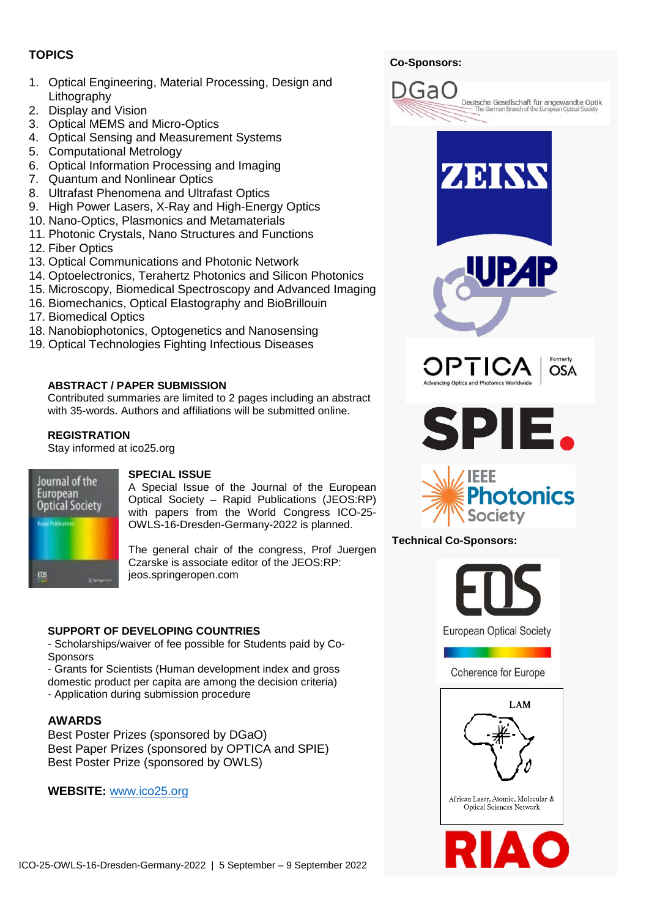## TOPICS

1. Optical Engineering, Material Processing, Design and Lithography
2. Display and Vision
3. Optical MEMS and Micro-Optics
4. Optical Sensing and Measurement Systems
5. Computational Metrology
6. Optical Information Processing and Imaging
7. Quantum and Nonlinear Optics
8. Ultrafast Phenomena and Ultrafast Optics
9. High Power Lasers, X-Ray and High-Energy Optics
10. Nano-Optics, Plasmonics and Metamaterials
11. Photonic Crystals, Nano Structures and Functions
12. Fiber Optics
13. Optical Communications and Photonic Network
14. Optoelectronics, Terahertz Photonics and Silicon Photonics
15. Microscopy, Biomedical Spectroscopy and Advanced Imaging
16. Biomechanics, Optical Elastography and BioBrillouin
17. Biomedical Optics
18. Nanobiophotonics, Optogenetics and Nanosensing
19. Optical Technologies Fighting Infectious Diseases

### ABSTRACT / PAPER SUBMISSION

Contributed summaries are limited to 2 pages including an abstract with 35-words. Authors and affiliations will be submitted online.

### REGISTRATION

Stay informed at ico25.org

### SPECIAL ISSUE

A Special Issue of the Journal of the European Optical Society – Rapid Publications (JEOS:RP) with papers from the World Congress ICO-25-OWLS-16-Dresden-Germany-2022 is planned.

The general chair of the congress, Prof Juergen Czarske is associate editor of the JEOS:RP: jeos.springeropen.com

### SUPPORT OF DEVELOPING COUNTRIES

- Scholarships/waiver of fee possible for Students paid by Co-Sponsors
- Grants for Scientists (Human development index and gross domestic product per capita are among the decision criteria)
- Application during submission procedure

### AWARDS

Best Poster Prizes (sponsored by DGaO)
Best Paper Prizes (sponsored by OPTICA and SPIE)
Best Poster Prize (sponsored by OWLS)

**WEBSITE:** www.ico25.org

ICO-25-OWLS-16-Dresden-Germany-2022 | 5 September – 9 September 2022

**Co-Sponsors:**

DGaO – Deutsche Gesellschaft für angewandte Optik – The German Branch of the European Optical Society
ZEISS
IUPAP
OPTICA – Advancing Optics and Photonics Worldwide – Formerly OSA
SPIE.
IEEE Photonics Society

**Technical Co-Sponsors:**

EOS – European Optical Society – Coherence for Europe
LAM – African Laser, Atomic, Molecular & Optical Sciences Network
RIAO